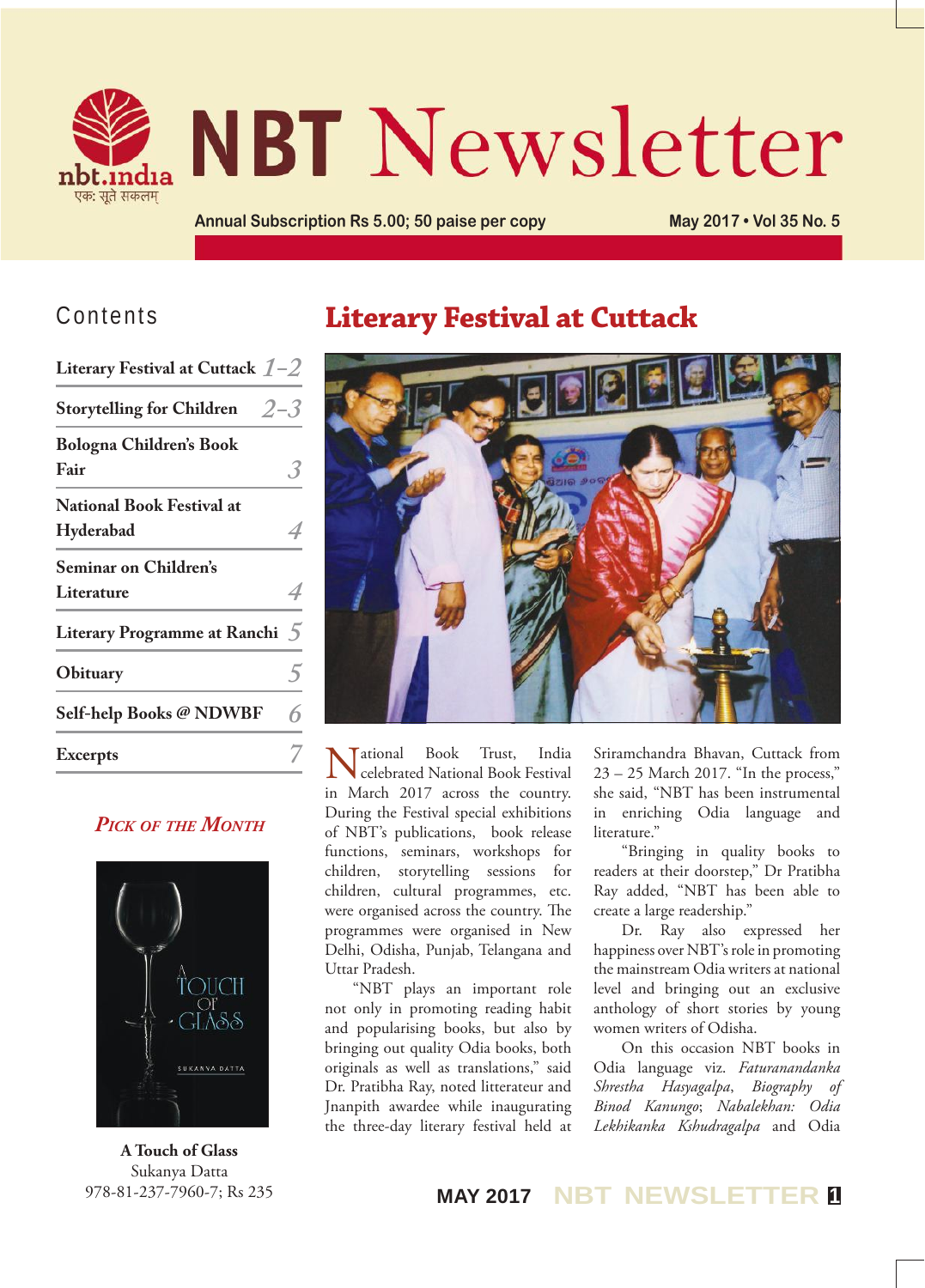# NBT Newsletter

Annual Subscription Rs 5.00; 50 paise per copy

May 2017 • Vol 35 No. 5

## Contents

| | |
|---|---|
| Literary Festival at Cuttack | 1–2 |
| Storytelling for Children | 2–3 |
| Bologna Children's Book Fair | 3 |
| National Book Festival at Hyderabad | 4 |
| Seminar on Children's Literature | 4 |
| Literary Programme at Ranchi | 5 |
| Obituary | 5 |
| Self-help Books @ NDWBF | 6 |
| Excerpts | 7 |

### Pick of the Month

**A Touch of Glass**
Sukanya Datta
978-81-237-7960-7; Rs 235

## Literary Festival at Cuttack

National Book Trust, India celebrated National Book Festival in March 2017 across the country. During the Festival special exhibitions of NBT's publications, book release functions, seminars, workshops for children, storytelling sessions for children, cultural programmes, etc. were organised across the country. The programmes were organised in New Delhi, Odisha, Punjab, Telangana and Uttar Pradesh.

"NBT plays an important role not only in promoting reading habit and popularising books, but also by bringing out quality Odia books, both originals as well as translations," said Dr. Pratibha Ray, noted litterateur and Jnanpith awardee while inaugurating the three-day literary festival held at Sriramchandra Bhavan, Cuttack from 23 – 25 March 2017. "In the process," she said, "NBT has been instrumental in enriching Odia language and literature."

"Bringing in quality books to readers at their doorstep," Dr Pratibha Ray added, "NBT has been able to create a large readership."

Dr. Ray also expressed her happiness over NBT's role in promoting the mainstream Odia writers at national level and bringing out an exclusive anthology of short stories by young women writers of Odisha.

On this occasion NBT books in Odia language viz. *Faturanandanka Shrestha Hasyagalpa*, *Biography of Binod Kanungo*; *Nabalekhan: Odia Lekhikanka Kshudragalpa* and Odia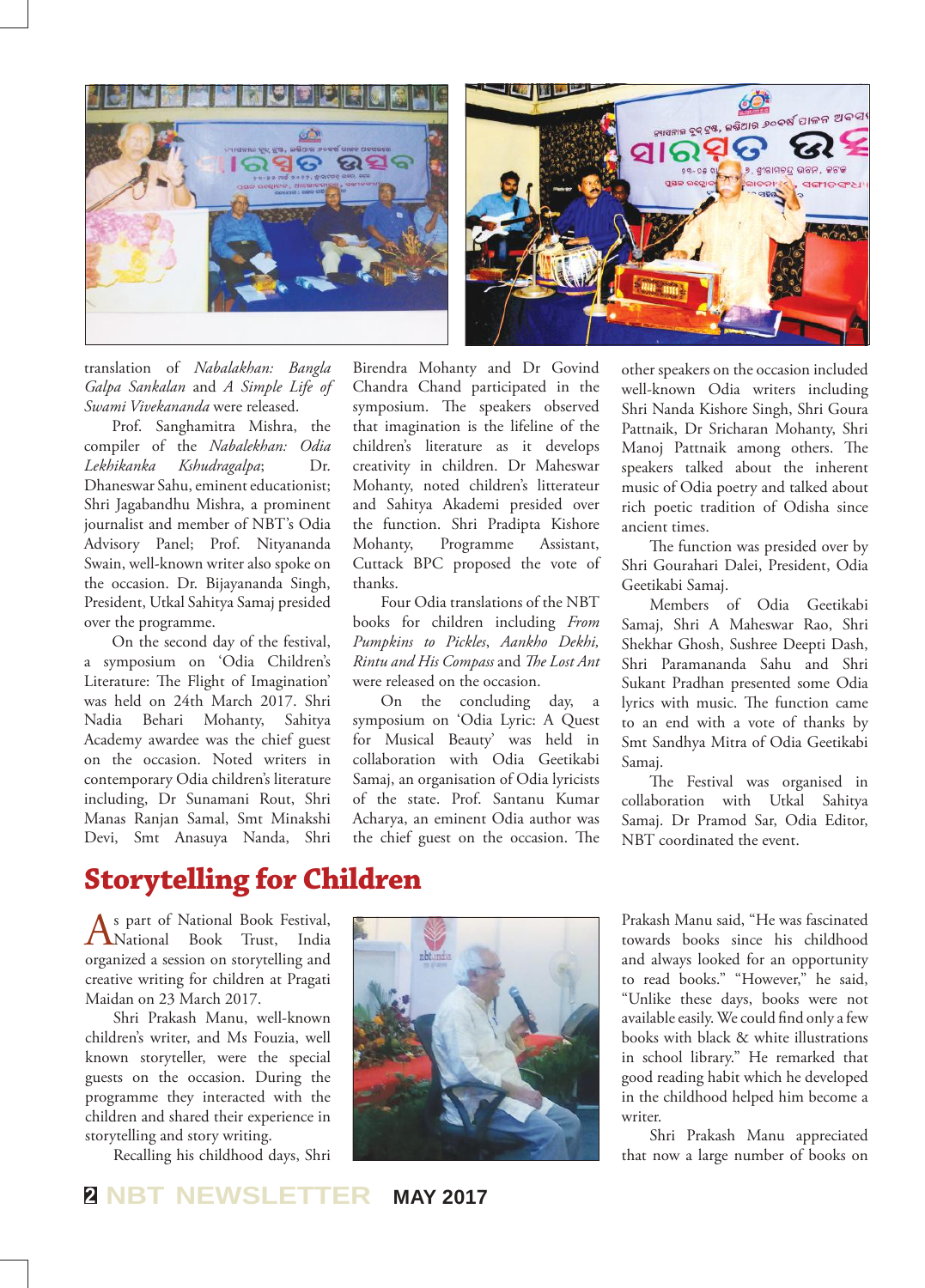translation of *Nabalakhan: Bangla Galpa Sankalan* and *A Simple Life of Swami Vivekananda* were released.

Prof. Sanghamitra Mishra, the compiler of the *Nabalekhan: Odia Lekhikanka Kshudragalpa*; Dr. Dhaneswar Sahu, eminent educationist; Shri Jagabandhu Mishra, a prominent journalist and member of NBT's Odia Advisory Panel; Prof. Nityananda Swain, well-known writer also spoke on the occasion. Dr. Bijayananda Singh, President, Utkal Sahitya Samaj presided over the programme.

On the second day of the festival, a symposium on 'Odia Children's Literature: The Flight of Imagination' was held on 24th March 2017. Shri Nadia Behari Mohanty, Sahitya Academy awardee was the chief guest on the occasion. Noted writers in contemporary Odia children's literature including, Dr Sunamani Rout, Shri Manas Ranjan Samal, Smt Minakshi Devi, Smt Anasuya Nanda, Shri Birendra Mohanty and Dr Govind Chandra Chand participated in the symposium. The speakers observed that imagination is the lifeline of the children's literature as it develops creativity in children. Dr. Maheswar Mohanty, noted children's litterateur and Sahitya Akademi presided over the function. Shri Pradipta Kishore Mohanty, Programme Assistant, Cuttack BPC proposed the vote of thanks.

Four Odia translations of the NBT books for children including *From Pumpkins to Pickles*, *Aankho Dekhi*, *Rintu and His Compass* and *The Lost Ant* were released on the occasion.

On the concluding day, a symposium on 'Odia Lyric: A Quest for Musical Beauty' was held in collaboration with Odia Geetikabi Samaj, an organisation of Odia lyricists of the state. Prof. Santanu Kumar Acharya, an eminent Odia author was the chief guest on the occasion. The other speakers on the occasion included well-known Odia writers including Shri Nanda Kishore Singh, Shri Goura Pattnaik, Dr Sricharan Mohanty, Shri Manoj Pattnaik among others. The speakers talked about the inherent music of Odia poetry and talked about the rich poetic tradition of Odisha since ancient times.

The function was presided over by Shri Gourahari Dalei, President, Odia Geetikabi Samaj.

Members of Odia Geetikabi Samaj, Shri A Maheswar Rao, Shri Shekhar Ghosh, Sushree Deepti Dash, Shri Paramananda Sahu and Shri Sukant Pradhan presented some Odia lyrics with music. The function came to an end with a vote of thanks by Smt Sandhya Mitra of Odia Geetikabi Samaj.

The Festival was organised in collaboration with Utkal Sahitya Samaj. Dr Pramod Sar, Odia Editor, NBT coordinated the event.

## Storytelling for Children

As part of National Book Festival, National Book Trust, India organized a session on storytelling and creative writing for children at Pragati Maidan on 23 March 2017.

Shri Prakash Manu, well-known children's writer, and Ms Fouzia, well known storyteller, were the special guests on the occasion. During the programme they interacted with the children and shared their experience in storytelling and story writing.

Recalling his childhood days, Shri Prakash Manu said, "He was fascinated towards books since his childhood and always looked for an opportunity to read books." "However," he said, "Unlike these days, books were not available easily. We could find only a few books with black & white illustrations in school library." He remarked that good reading habit which he developed in the childhood helped him become a writer.

Shri Prakash Manu appreciated that now a large number of books on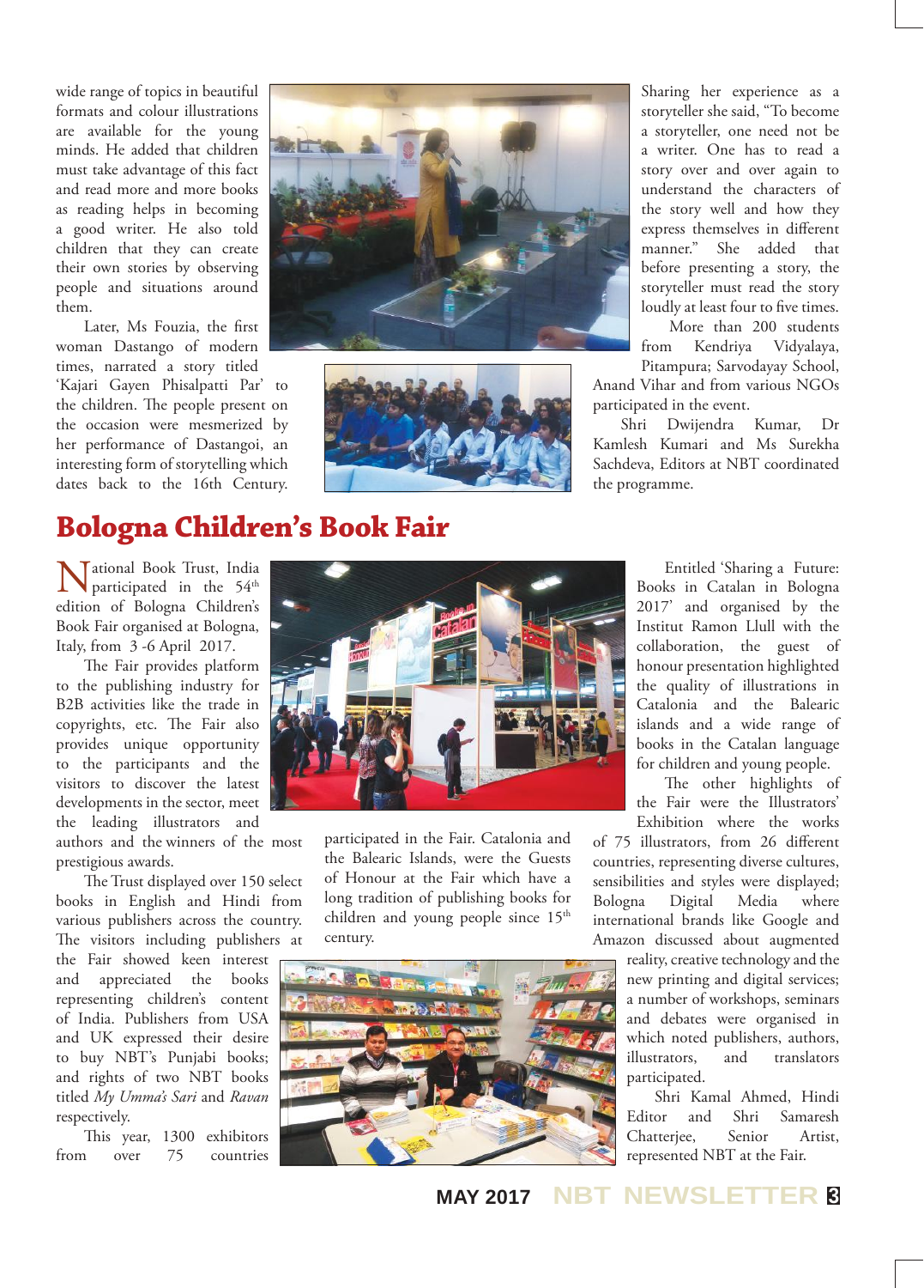wide range of topics in beautiful formats and colour illustrations are available for the young minds. He added that children must take advantage of this fact and read more and more books as reading helps in becoming a good writer. He also told children that they can create their own stories by observing people and situations around them.

Later, Ms Fouzia, the first woman Dastango of modern times, narrated a story titled 'Kajari Gayen Phisalpatti Par' to the children. The people present on the occasion were mesmerized by her performance of Dastangoi, an interesting form of storytelling which dates back to the 16th Century.

Sharing her experience as a storyteller she said, "To become a storyteller, one need not be a writer. One has to read a story over and over again to understand the characters of the story well and how they express themselves in different manner." She added that before presenting a story, the storyteller must read the story loudly at least four to five times.

More than 200 students from Kendriya Vidyalaya, Pitampura; Sarvodayay School, Anand Vihar and from various NGOs participated in the event.

Shri Dwijendra Kumar, Dr Kamlesh Kumari and Ms Surekha Sachdeva, Editors at NBT coordinated the programme.

# Bologna Children's Book Fair

National Book Trust, India participated in the 54th edition of Bologna Children's Book Fair organised at Bologna, Italy, from 3 -6 April 2017.

The Fair provides platform to the publishing industry for B2B activities like the trade in copyrights, etc. The Fair also provides unique opportunity to the participants and the visitors to discover the latest developments in the sector, meet the leading illustrators and authors and the winners of the most prestigious awards.

The Trust displayed over 150 select books in English and Hindi from various publishers across the country. The visitors including publishers at the Fair showed keen interest and appreciated the books representing children's content of India. Publishers from USA and UK expressed their desire to buy NBT's Punjabi books; and rights of two NBT books titled *My Umma's Sari* and *Ravan* respectively.

This year, 1300 exhibitors from over 75 countries participated in the Fair. Catalonia and the Balearic Islands, were the Guests of Honour at the Fair which have a long tradition of publishing books for children and young people since 15th century.

Entitled 'Sharing a Future: Books in Catalan in Bologna 2017' and organised by the Institut Ramon Llull with the collaboration, the guest of honour presentation highlighted the quality of illustrations in Catalonia and the Balearic islands and a wide range of books in the Catalan language for children and young people.

The other highlights of the Fair were the Illustrators' Exhibition where the works of 75 illustrators, from 26 different countries, representing diverse cultures, sensibilities and styles were displayed; Bologna Digital Media where international brands like Google and Amazon discussed about augmented reality, creative technology and the new printing and digital services; a number of workshops, seminars and debates were organised in which noted publishers, authors, illustrators, and translators participated.

Shri Kamal Ahmed, Hindi Editor and Shri Samaresh Chatterjee, Senior Artist, represented NBT at the Fair.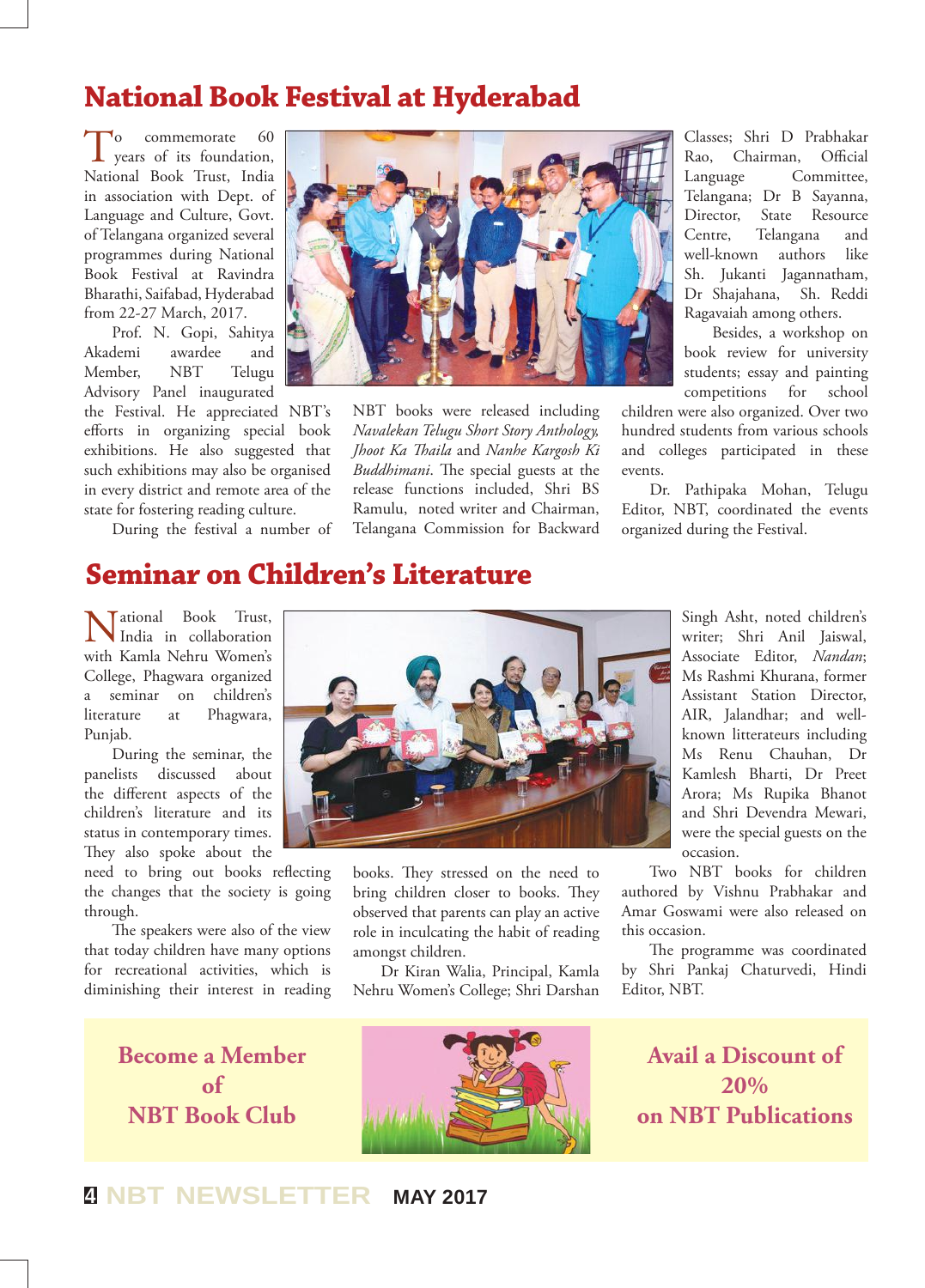# National Book Festival at Hyderabad

To commemorate 60 years of its foundation, National Book Trust, India in association with Dept. of Language and Culture, Govt. of Telangana organized several programmes during National Book Festival at Ravindra Bharathi, Saifabad, Hyderabad from 22-27 March, 2017.

Prof. N. Gopi, Sahitya Akademi awardee and Member, NBT Telugu Advisory Panel inaugurated the Festival. He appreciated NBT's efforts in organizing special book exhibitions. He also suggested that such exhibitions may also be organised in every district and remote area of the state for fostering reading culture.

During the festival a number of NBT books were released including *Navalekan Telugu Short Story Anthology, Jhoot Ka Thaila* and *Nanhe Kargosh Ki Buddhimani*. The special guests at the release functions included, Shri BS Ramulu, noted writer and Chairman, Telangana Commission for Backward Classes; Shri D Prabhakar Rao, Chairman, Official Language Committee, Telangana; Dr B Sayanna, Director, State Resource Centre, Telangana and well-known authors like Sh. Jukanti Jagannatham, Dr Shajahana, Sh. Reddi Ragavaiah among others.

Besides, a workshop on book review for university students; essay and painting competitions for school children were also organized. Over two hundred students from various schools and colleges participated in these events.

Dr. Pathipaka Mohan, Telugu Editor, NBT, coordinated the events organized during the Festival.

# Seminar on Children's Literature

National Book Trust, India in collaboration with Kamla Nehru Women's College, Phagwara organized a seminar on children's literature at Phagwara, Punjab.

During the seminar, the panelists discussed about the different aspects of the children's literature and its status in contemporary times. They also spoke about the need to bring out books reflecting the changes that the society is going through.

The speakers were also of the view that today children have many options for recreational activities, which is diminishing their interest in reading books. They stressed on the need to bring children closer to books. They observed that parents can play an active role in inculcating the habit of reading amongst children.

Dr Kiran Walia, Principal, Kamla Nehru Women's College; Shri Darshan Singh Asht, noted children's writer; Shri Anil Jaiswal, Associate Editor, *Nandan*; Ms Rashmi Khurana, former Assistant Station Director, AIR, Jalandhar; and well-known litterateurs including Ms Renu Chauhan, Dr Kamlesh Bharti, Dr Preet Arora; Ms Rupika Bhanot and Shri Devendra Mewari, were the special guests on the occasion.

Two NBT books for children authored by Vishnu Prabhakar and Amar Goswami were also released on this occasion.

The programme was coordinated by Shri Pankaj Chaturvedi, Hindi Editor, NBT.

**Become a Member of NBT Book Club**

**Avail a Discount of 20% on NBT Publications**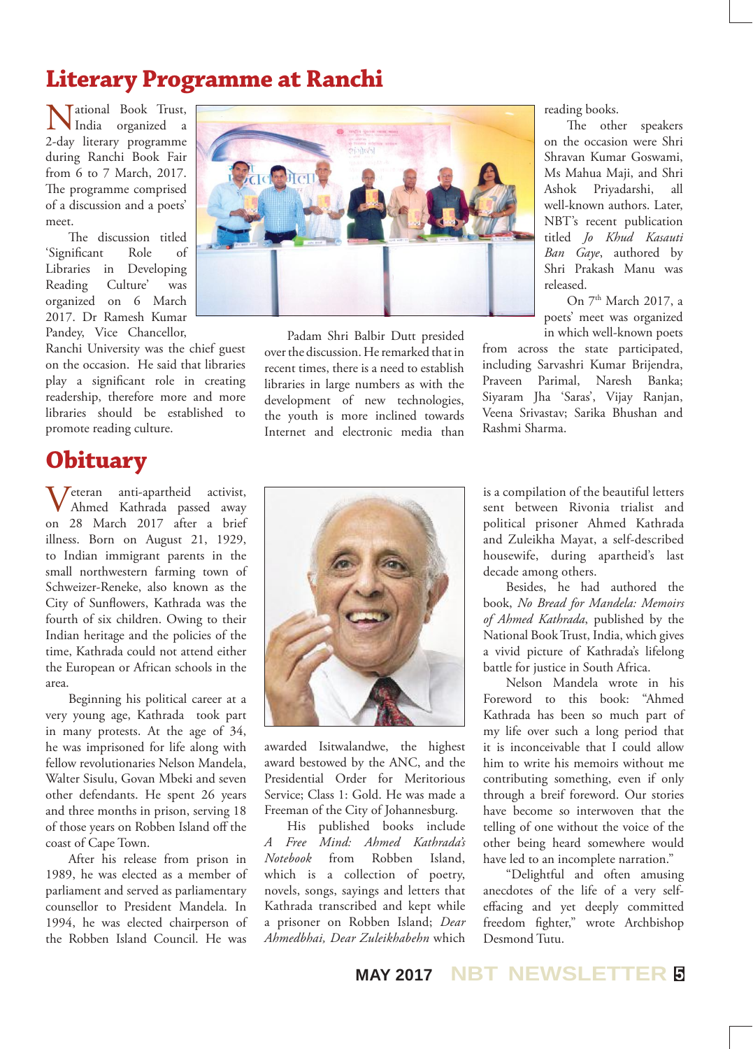## Literary Programme at Ranchi

National Book Trust, India organized a 2-day literary programme during Ranchi Book Fair from 6 to 7 March, 2017. The programme comprised of a discussion and a poets' meet.

The discussion titled 'Significant Role of Libraries in Developing Reading Culture' was organized on 6 March 2017. Dr Ramesh Kumar Pandey, Vice Chancellor, Ranchi University was the chief guest on the occasion. He said that libraries play a significant role in creating readership, therefore more and more libraries should be established to promote reading culture.

Padam Shri Balbir Dutt presided over the discussion. He remarked that in recent times, there is a need to establish libraries in large numbers as with the development of new technologies, the youth is more inclined towards Internet and electronic media than reading books.

The other speakers on the occasion were Shri Shravan Kumar Goswami, Ms Mahua Maji, and Shri Ashok Priyadarshi, all well-known authors. Later, NBT's recent publication titled *Jo Khud Kasauti Ban Gaye*, authored by Shri Prakash Manu was released.

On 7th March 2017, a poets' meet was organized in which well-known poets from across the state participated, including Sarvashri Kumar Brijendra, Praveen Parimal, Naresh Banka; Siyaram Jha 'Saras', Vijay Ranjan, Veena Srivastav; Sarika Bhushan and Rashmi Sharma.

## Obituary

Veteran anti-apartheid activist, Ahmed Kathrada passed away on 28 March 2017 after a brief illness. Born on August 21, 1929, to Indian immigrant parents in the small northwestern farming town of Schweizer-Reneke, also known as the City of Sunflowers, Kathrada was the fourth of six children. Owing to their Indian heritage and the policies of the time, Kathrada could not attend either the European or African schools in the area.

Beginning his political career at a very young age, Kathrada took part in many protests. At the age of 34, he was imprisoned for life along with fellow revolutionaries Nelson Mandela, Walter Sisulu, Govan Mbeki and seven other defendants. He spent 26 years and three months in prison, serving 18 of those years on Robben Island off the coast of Cape Town.

After his release from prison in 1989, he was elected as a member of parliament and served as parliamentary counsellor to President Mandela. In 1994, he was elected chairperson of the Robben Island Council. He was awarded Isitwalandwe, the highest award bestowed by the ANC, and the Presidential Order for Meritorious Service; Class 1: Gold. He was made a Freeman of the City of Johannesburg.

His published books include *A Free Mind: Ahmed Kathrada's Notebook* from Robben Island, which is a collection of poetry, novels, songs, sayings and letters that Kathrada transcribed and kept while a prisoner on Robben Island; *Dear Ahmedbhai, Dear Zuleikhabehn* which is a compilation of the beautiful letters sent between Rivonia trialist and political prisoner Ahmed Kathrada and Zuleikha Mayat, a self-described housewife, during apartheid's last decade among others.

Besides, he had authored the book, *No Bread for Mandela: Memoirs of Ahmed Kathrada*, published by the National Book Trust, India, which gives a vivid picture of Kathrada's lifelong battle for justice in South Africa.

Nelson Mandela wrote in his Foreword to this book: "Ahmed Kathrada has been so much part of my life over such a long period that it is inconceivable that I could allow him to write his memoirs without me contributing something, even if only through a breif foreword. Our stories have become so interwoven that the telling of one without the voice of the other being heard somewhere would have led to an incomplete narration."

"Delightful and often amusing anecdotes of the life of a very self-effacing and yet deeply committed freedom fighter," wrote Archbishop Desmond Tutu.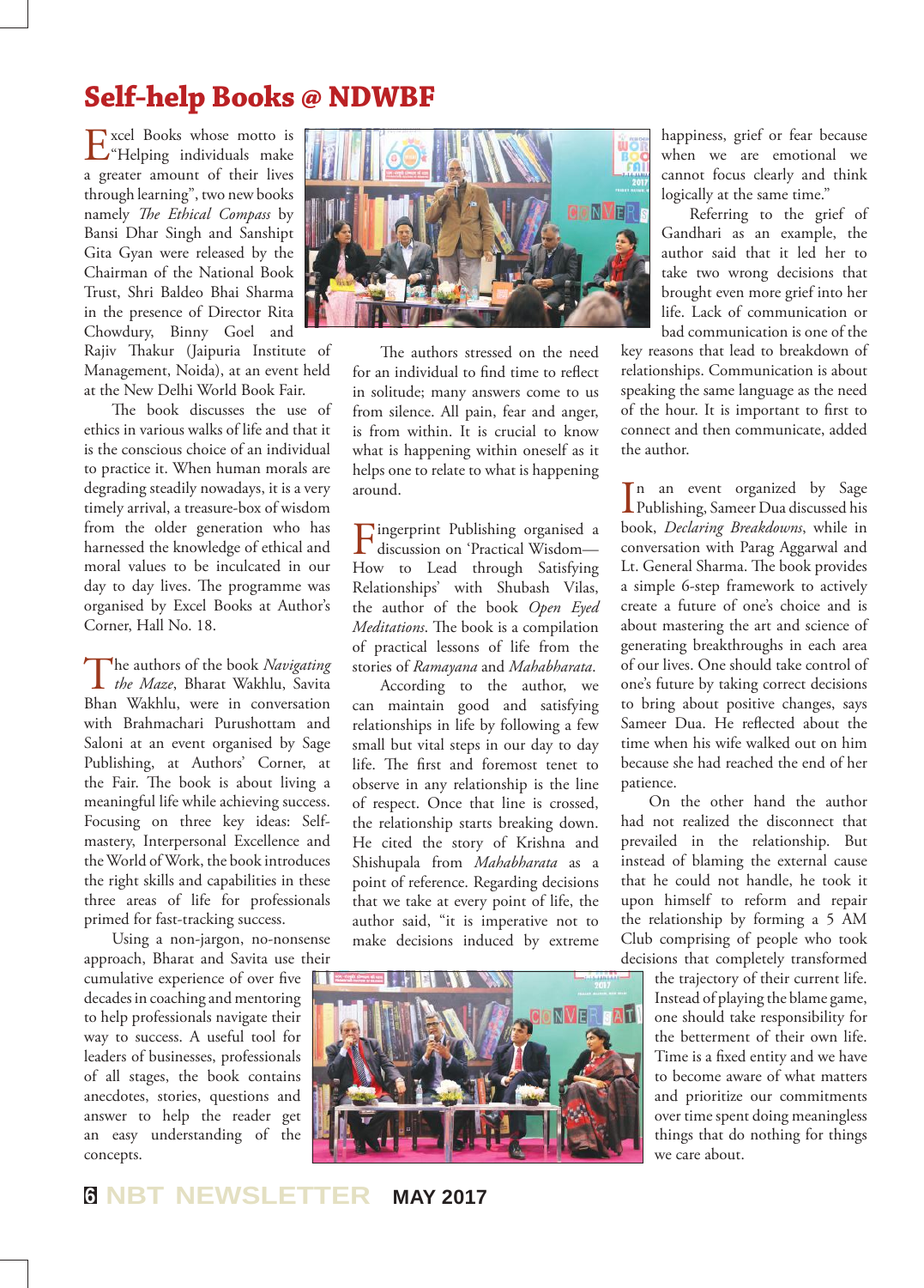# Self-help Books @ NDWBF

Excel Books whose motto is "Helping individuals make a greater amount of their lives through learning", two new books namely *The Ethical Compass* by Bansi Dhar Singh and Sanshipt Gita Gyan were released by the Chairman of the National Book Trust, Shri Baldeo Bhai Sharma in the presence of Director Rita Chowdury, Binny Goel and Rajiv Thakur (Jaipuria Institute of Management, Noida), at an event held at the New Delhi World Book Fair.

The book discusses the use of ethics in various walks of life and that it is the conscious choice of an individual to practice it. When human morals are degrading steadily nowadays, it is a very timely arrival, a treasure-box of wisdom from the older generation who has harnessed the knowledge of ethical and moral values to be inculcated in our day to day lives. The programme was organised by Excel Books at Author's Corner, Hall No. 18.

The authors of the book *Navigating the Maze*, Bharat Wakhlu, Savita Bhan Wakhlu, were in conversation with Brahmachari Purushottam and Saloni at an event organised by Sage Publishing, at Authors' Corner, at the Fair. The book is about living a meaningful life while achieving success. Focusing on three key ideas: Self-mastery, Interpersonal Excellence and the World of Work, the book introduces the right skills and capabilities in these three areas of life for professionals primed for fast-tracking success.

Using a non-jargon, no-nonsense approach, Bharat and Savita use their cumulative experience of over five decades in coaching and mentoring to help professionals navigate their way to success. A useful tool for leaders of businesses, professionals of all stages, the book contains anecdotes, stories, questions and answer to help the reader get an easy understanding of the concepts.

The authors stressed on the need for an individual to find time to reflect in solitude; many answers come to us from silence. All pain, fear and anger, is from within. It is crucial to know what is happening within oneself as it helps one to relate to what is happening around.

Fingerprint Publishing organised a discussion on 'Practical Wisdom—How to Lead through Satisfying Relationships' with Shubash Vilas, the author of the book *Open Eyed Meditations*. The book is a compilation of practical lessons of life from the stories of *Ramayana* and *Mahabharata*.

According to the author, we can maintain good and satisfying relationships in life by following a few small but vital steps in our day to day life. The first and foremost tenet to observe in any relationship is the line of respect. Once that line is crossed, the relationship starts breaking down. He cited the story of Krishna and Shishupala from *Mahabharata* as a point of reference. Regarding decisions that we take at every point of life, the author said, "it is imperative not to make decisions induced by extreme happiness, grief or fear because when we are emotional we cannot focus clearly and think logically at the same time."

Referring to the grief of Gandhari as an example, the author said that it led her to take two wrong decisions that brought even more grief into her life. Lack of communication or bad communication is one of the key reasons that lead to breakdown of relationships. Communication is about speaking the same language as the need of the hour. It is important to first to connect and then communicate, added the author.

In an event organized by Sage Publishing, Sameer Dua discussed his book, *Declaring Breakdowns*, while in conversation with Parag Aggarwal and Lt. General Sharma. The book provides a simple 6-step framework to actively create a future of one's choice and is about mastering the art and science of generating breakthroughs in each area of our lives. One should take control of one's future by taking correct decisions to bring about positive changes, says Sameer Dua. He reflected about the time when his wife walked out on him because she had reached the end of her patience.

On the other hand the author had not realized the disconnect that prevailed in the relationship. But instead of blaming the external cause that he could not handle, he took it upon himself to reform and repair the relationship by forming a 5 AM Club comprising of people who took decisions that completely transformed the trajectory of their current life. Instead of playing the blame game, one should take responsibility for the betterment of their own life. Time is a fixed entity and we have to become aware of what matters and prioritize our commitments over time spent doing meaningless things that do nothing for things we care about.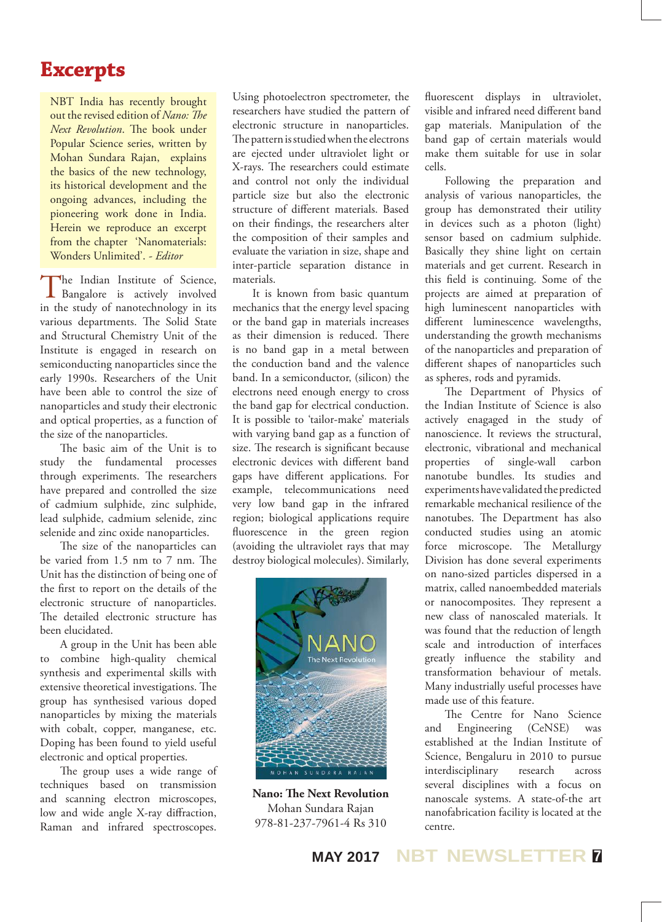# Excerpts

NBT India has recently brought out the revised edition of *Nano: The Next Revolution*. The book under Popular Science series, written by Mohan Sundara Rajan, explains the basics of the new technology, its historical development and the ongoing advances, including the pioneering work done in India. Herein we reproduce an excerpt from the chapter 'Nanomaterials: Wonders Unlimited'. *- Editor*

The Indian Institute of Science, Bangalore is actively involved in the study of nanotechnology in its various departments. The Solid State and Structural Chemistry Unit of the Institute is engaged in research on semiconducting nanoparticles since the early 1990s. Researchers of the Unit have been able to control the size of nanoparticles and study their electronic and optical properties, as a function of the size of the nanoparticles.

The basic aim of the Unit is to study the fundamental processes through experiments. The researchers have prepared and controlled the size of cadmium sulphide, zinc sulphide, lead sulphide, cadmium selenide, zinc selenide and zinc oxide nanoparticles.

The size of the nanoparticles can be varied from 1.5 nm to 7 nm. The Unit has the distinction of being one of the first to report on the details of the electronic structure of nanoparticles. The detailed electronic structure has been elucidated.

A group in the Unit has been able to combine high-quality chemical synthesis and experimental skills with extensive theoretical investigations. The group has synthesised various doped nanoparticles by mixing the materials with cobalt, copper, manganese, etc. Doping has been found to yield useful electronic and optical properties.

The group uses a wide range of techniques based on transmission and scanning electron microscopes, low and wide angle X-ray diffraction, Raman and infrared spectroscopes. Using photoelectron spectrometer, the researchers have studied the pattern of electronic structure in nanoparticles. The pattern is studied when the electrons are ejected under ultraviolet light or X-rays. The researchers could estimate and control not only the individual particle size but also the electronic structure of different materials. Based on their findings, the researchers alter the composition of their samples and evaluate the variation in size, shape and inter-particle separation distance in materials.

It is known from basic quantum mechanics that the energy level spacing or the band gap in materials increases as their dimension is reduced. There is no band gap in a metal between the conduction band and the valence band. In a semiconductor, (silicon) the electrons need enough energy to cross the band gap for electrical conduction. It is possible to 'tailor-make' materials with varying band gap as a function of size. The research is significant because electronic devices with different band gaps have different applications. For example, telecommunications need very low band gap in the infrared region; biological applications require fluorescence in the green region (avoiding the ultraviolet rays that may destroy biological molecules). Similarly, fluorescent displays in ultraviolet, visible and infrared need different band gap materials. Manipulation of the band gap of certain materials would make them suitable for use in solar cells.

Following the preparation and analysis of various nanoparticles, the group has demonstrated their utility in devices such as a photon (light) sensor based on cadmium sulphide. Basically they shine light on certain materials and get current. Research in this field is continuing. Some of the projects are aimed at preparation of high luminescent nanoparticles with different luminescence wavelengths, understanding the growth mechanisms of the nanoparticles and preparation of different shapes of nanoparticles such as spheres, rods and pyramids.

The Department of Physics of the Indian Institute of Science is also actively enagaged in the study of nanoscience. It reviews the structural, electronic, vibrational and mechanical properties of single-wall carbon nanotube bundles. Its studies and experiments have validated the predicted remarkable mechanical resistance of the nanotubes. The Department has also conducted studies using an atomic force microscope. The Metallurgy Division has done several experiments on nano-sized particles dispersed in a matrix, called nanoembedded materials or nanocomposites. They represent a new class of nanoscaled materials. It was found that the reduction of length scale and introduction of interfaces greatly influence the stability and transformation behaviour of metals. Many industrially useful processes have made use of this feature.

The Centre for Nano Science and Engineering (CeNSE) was established at the Indian Institute of Science, Bengaluru in 2010 to pursue interdisciplinary research across several disciplines with a focus on nanoscale systems. A state-of-the art nanofabrication facility is located at the centre.

**Nano: The Next Revolution**
Mohan Sundara Rajan
978-81-237-7961-4 Rs 310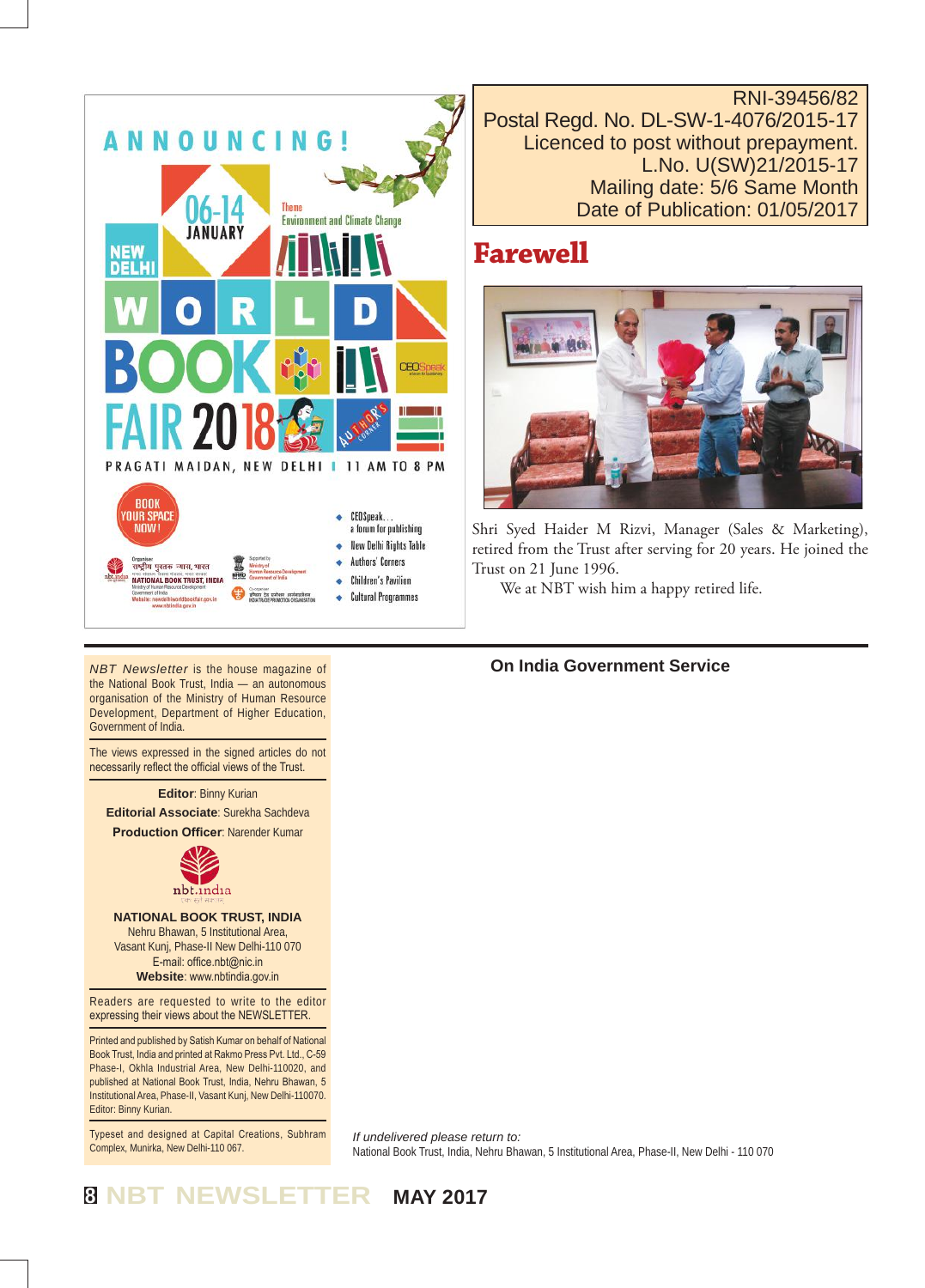ANNOUNCING!

06-14 JANUARY

NEW DELHI

WORLD BOOK FAIR 2018

Theme
Environment and Climate Change

PRAGATI MAIDAN, NEW DELHI | 11 AM TO 8 PM

BOOK YOUR SPACE NOW!

- CEOSpeak... a forum for publishing
- New Delhi Rights Table
- Authors' Corners
- Children's Pavilion
- Cultural Programmes

Organiser: NATIONAL BOOK TRUST, INDIA, Ministry of Human Resource Development, Government of India
Website: newdelhiworldbookfair.gov.in
www.nbtindia.gov.in

RNI-39456/82
Postal Regd. No. DL-SW-1-4076/2015-17
Licenced to post without prepayment.
L.No. U(SW)21/2015-17
Mailing date: 5/6 Same Month
Date of Publication: 01/05/2017

## Farewell

Shri Syed Haider M Rizvi, Manager (Sales & Marketing), retired from the Trust after serving for 20 years. He joined the Trust on 21 June 1996.

We at NBT wish him a happy retired life.

*NBT Newsletter* is the house magazine of the National Book Trust, India — an autonomous organisation of the Ministry of Human Resource Development, Department of Higher Education, Government of India.

The views expressed in the signed articles do not necessarily reflect the official views of the Trust.

**Editor**: Binny Kurian
**Editorial Associate**: Surekha Sachdeva
**Production Officer**: Narender Kumar

nbt.india

**NATIONAL BOOK TRUST, INDIA**
Nehru Bhawan, 5 Institutional Area,
Vasant Kunj, Phase-II New Delhi-110 070
E-mail: office.nbt@nic.in
**Website**: www.nbtindia.gov.in

Readers are requested to write to the editor expressing their views about the NEWSLETTER.

Printed and published by Satish Kumar on behalf of National Book Trust, India and printed at Rakmo Press Pvt. Ltd., C-59 Phase-I, Okhla Industrial Area, New Delhi-110020, and published at National Book Trust, India, Nehru Bhawan, 5 Institutional Area, Phase-II, Vasant Kunj, New Delhi-110070. Editor: Binny Kurian.

Typeset and designed at Capital Creations, Subhram Complex, Munirka, New Delhi-110 067.

**On India Government Service**

*If undelivered please return to:*
National Book Trust, India, Nehru Bhawan, 5 Institutional Area, Phase-II, New Delhi - 110 070